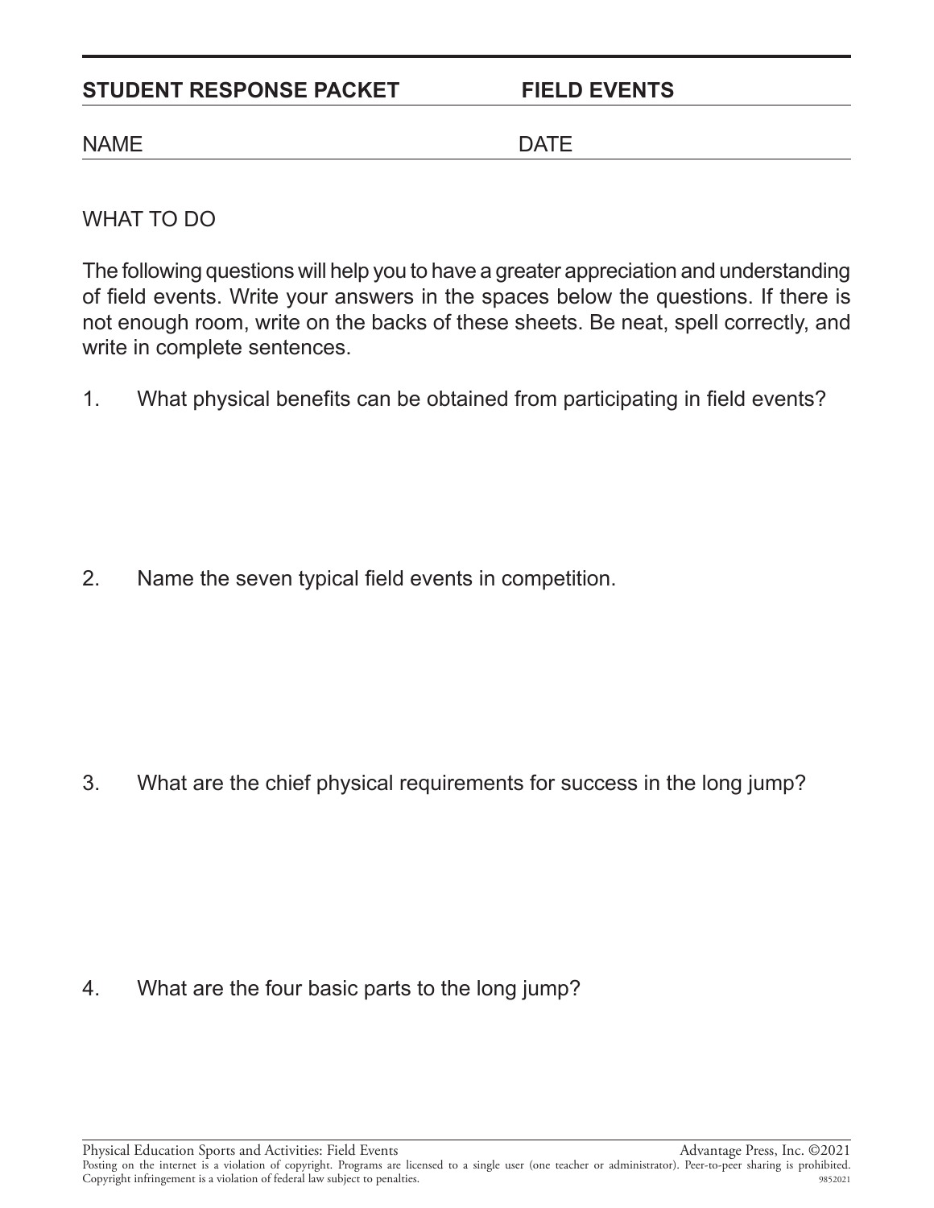**STUDENT RESPONSE PACKET** **FIELD EVENTS**

NAME DATE

WHAT TO DO

The following questions will help you to have a greater appreciation and understanding of field events. Write your answers in the spaces below the questions. If there is not enough room, write on the backs of these sheets. Be neat, spell correctly, and write in complete sentences.

1. What physical benefits can be obtained from participating in field events?

2. Name the seven typical field events in competition.

3. What are the chief physical requirements for success in the long jump?

4. What are the four basic parts to the long jump?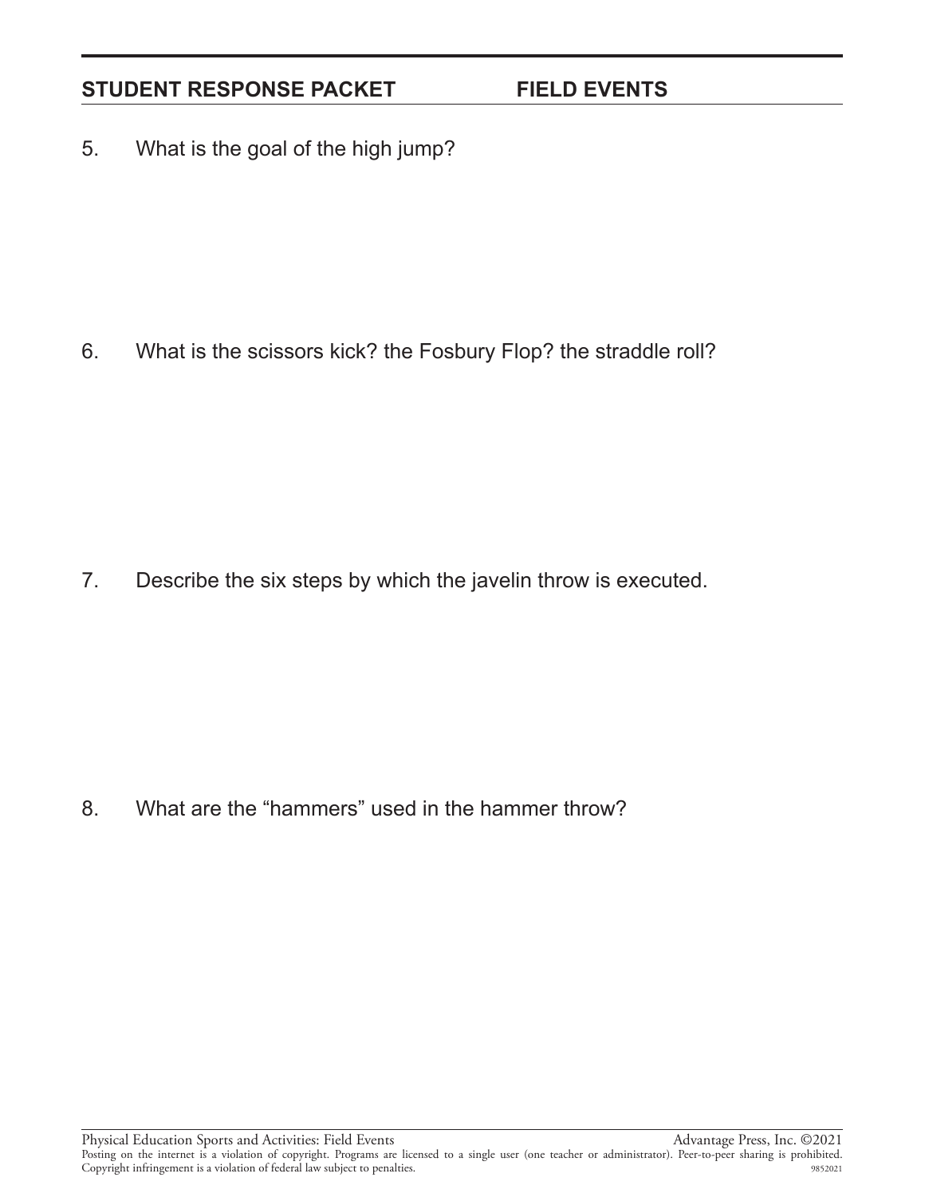5. What is the goal of the high jump?

6. What is the scissors kick? the Fosbury Flop? the straddle roll?

7. Describe the six steps by which the javelin throw is executed.

8. What are the “hammers” used in the hammer throw?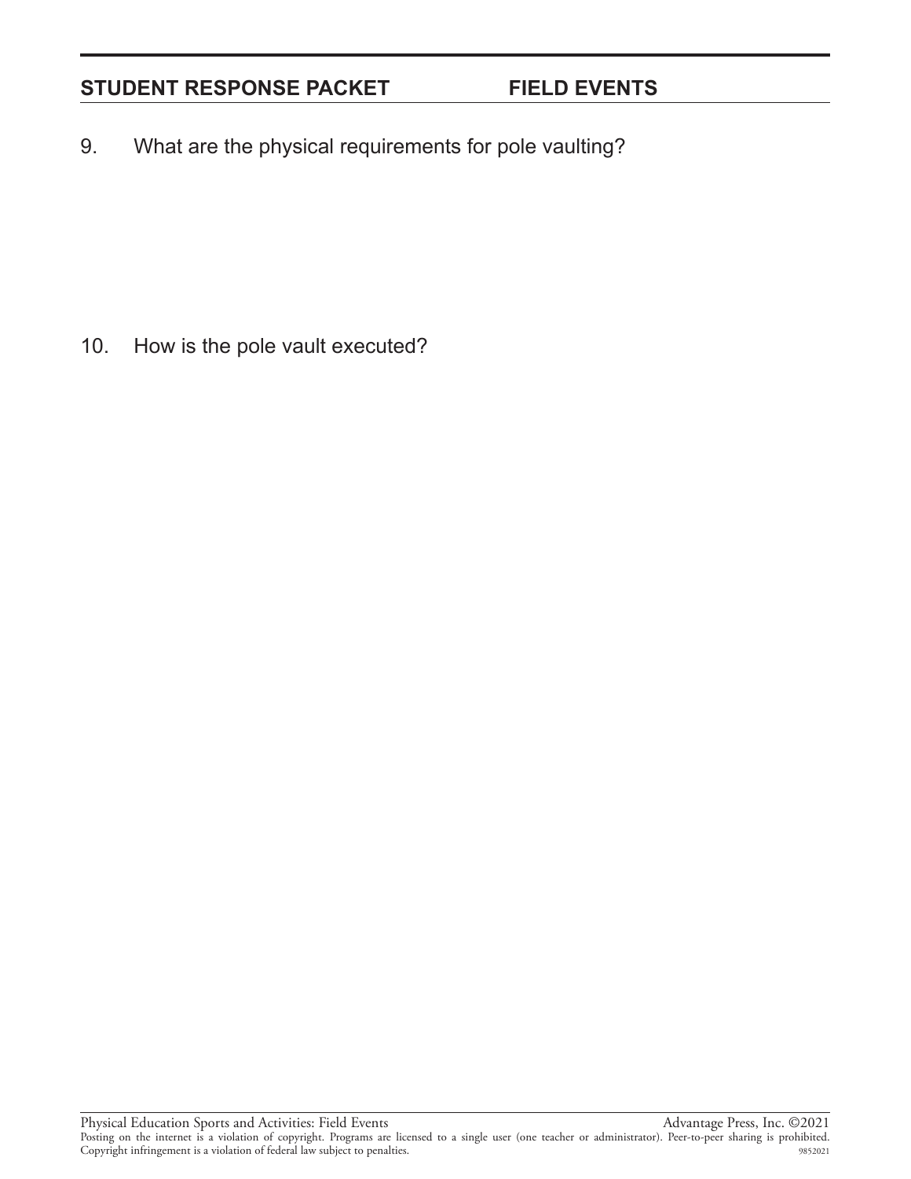9. What are the physical requirements for pole vaulting?

10. How is the pole vault executed?